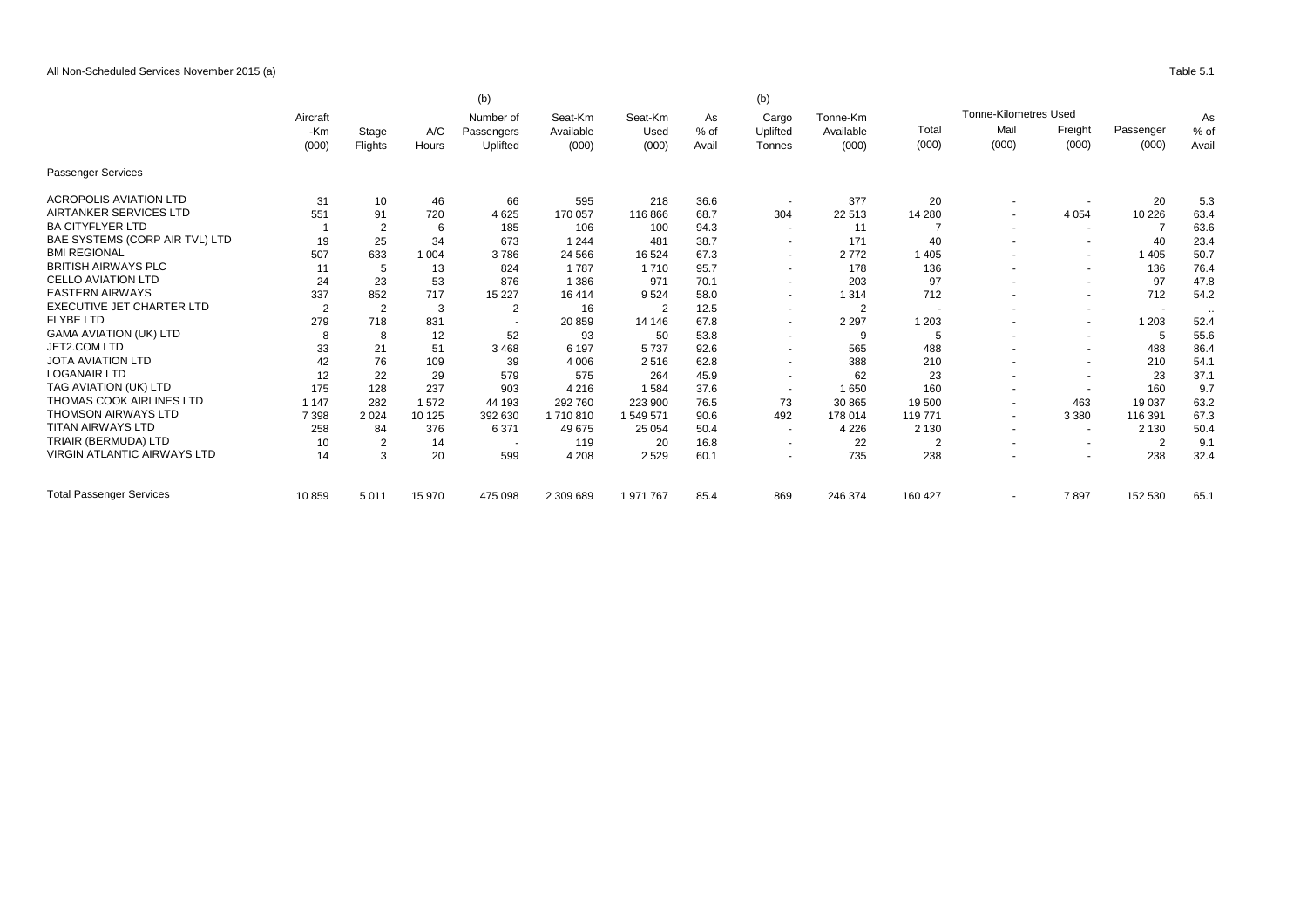All Non-Scheduled Services November 2015 (a)

Table 5.1

| | Aircraft -Km (000) | Stage Flights | A/C Hours | (b) Number of Passengers Uplifted | Seat-Km Available (000) | Seat-Km Used (000) | As % of Avail | (b) Cargo Uplifted Tonnes | Tonne-Km Available (000) | Total (000) | Tonne-Kilometres Used Mail (000) | Freight (000) | Passenger (000) | As % of Avail |
|---|---|---|---|---|---|---|---|---|---|---|---|---|---|---|
| Passenger Services | | | | | | | | | | | | | | |
| ACROPOLIS AVIATION LTD | 31 | 10 | 46 | 66 | 595 | 218 | 36.6 | - | 377 | 20 | - | - | 20 | 5.3 |
| AIRTANKER SERVICES LTD | 551 | 91 | 720 | 4 625 | 170 057 | 116 866 | 68.7 | 304 | 22 513 | 14 280 | - | 4 054 | 10 226 | 63.4 |
| BA CITYFLYER LTD | 1 | 2 | 6 | 185 | 106 | 100 | 94.3 | - | 11 | 7 | - | - | 7 | 63.6 |
| BAE SYSTEMS (CORP AIR TVL) LTD | 19 | 25 | 34 | 673 | 1 244 | 481 | 38.7 | - | 171 | 40 | - | - | 40 | 23.4 |
| BMI REGIONAL | 507 | 633 | 1 004 | 3 786 | 24 566 | 16 524 | 67.3 | - | 2 772 | 1 405 | - | - | 1 405 | 50.7 |
| BRITISH AIRWAYS PLC | 11 | 5 | 13 | 824 | 1 787 | 1 710 | 95.7 | - | 178 | 136 | - | - | 136 | 76.4 |
| CELLO AVIATION LTD | 24 | 23 | 53 | 876 | 1 386 | 971 | 70.1 | - | 203 | 97 | - | - | 97 | 47.8 |
| EASTERN AIRWAYS | 337 | 852 | 717 | 15 227 | 16 414 | 9 524 | 58.0 | - | 1 314 | 712 | - | - | 712 | 54.2 |
| EXECUTIVE JET CHARTER LTD | 2 | 2 | 3 | 2 | 16 | 2 | 12.5 | - | 2 | - | - | - | - | .. |
| FLYBE LTD | 279 | 718 | 831 | - | 20 859 | 14 146 | 67.8 | - | 2 297 | 1 203 | - | - | 1 203 | 52.4 |
| GAMA AVIATION (UK) LTD | 8 | 8 | 12 | 52 | 93 | 50 | 53.8 | - | 9 | 5 | - | - | 5 | 55.6 |
| JET2.COM LTD | 33 | 21 | 51 | 3 468 | 6 197 | 5 737 | 92.6 | - | 565 | 488 | - | - | 488 | 86.4 |
| JOTA AVIATION LTD | 42 | 76 | 109 | 39 | 4 006 | 2 516 | 62.8 | - | 388 | 210 | - | - | 210 | 54.1 |
| LOGANAIR LTD | 12 | 22 | 29 | 579 | 575 | 264 | 45.9 | - | 62 | 23 | - | - | 23 | 37.1 |
| TAG AVIATION (UK) LTD | 175 | 128 | 237 | 903 | 4 216 | 1 584 | 37.6 | - | 1 650 | 160 | - | - | 160 | 9.7 |
| THOMAS COOK AIRLINES LTD | 1 147 | 282 | 1 572 | 44 193 | 292 760 | 223 900 | 76.5 | 73 | 30 865 | 19 500 | - | 463 | 19 037 | 63.2 |
| THOMSON AIRWAYS LTD | 7 398 | 2 024 | 10 125 | 392 630 | 1 710 810 | 1 549 571 | 90.6 | 492 | 178 014 | 119 771 | - | 3 380 | 116 391 | 67.3 |
| TITAN AIRWAYS LTD | 258 | 84 | 376 | 6 371 | 49 675 | 25 054 | 50.4 | - | 4 226 | 2 130 | - | - | 2 130 | 50.4 |
| TRIAIR (BERMUDA) LTD | 10 | 2 | 14 | - | 119 | 20 | 16.8 | - | 22 | 2 | - | - | 2 | 9.1 |
| VIRGIN ATLANTIC AIRWAYS LTD | 14 | 3 | 20 | 599 | 4 208 | 2 529 | 60.1 | - | 735 | 238 | - | - | 238 | 32.4 |
| Total Passenger Services | 10 859 | 5 011 | 15 970 | 475 098 | 2 309 689 | 1 971 767 | 85.4 | 869 | 246 374 | 160 427 | - | 7 897 | 152 530 | 65.1 |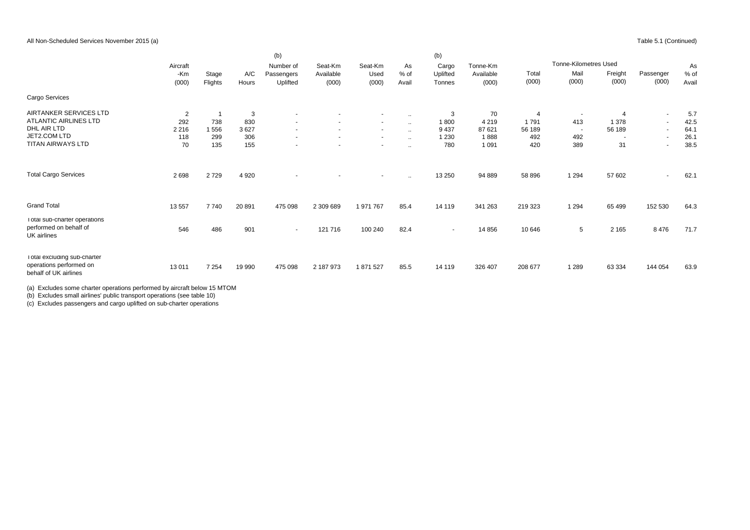All Non-Scheduled Services November 2015 (a)

Table 5.1 (Continued)

| | Aircraft -Km (000) | Stage Flights | A/C Hours | (b) Number of Passengers Uplifted | Seat-Km Available (000) | Seat-Km Used (000) | As % of Avail | (b) Cargo Uplifted Tonnes | Tonne-Km Available (000) | Tonne-Kilometres Used Total (000) | Mail (000) | Freight (000) | Passenger (000) | As % of Avail |
|---|---|---|---|---|---|---|---|---|---|---|---|---|---|---|
| Cargo Services | | | | | | | | | | | | | | |
| AIRTANKER SERVICES LTD | 2 | 1 | 3 | - | - | - | .. | 3 | 70 | 4 | - | 4 | - | 5.7 |
| ATLANTIC AIRLINES LTD | 292 | 738 | 830 | - | - | - | .. | 1 800 | 4 219 | 1 791 | 413 | 1 378 | - | 42.5 |
| DHL AIR LTD | 2 216 | 1 556 | 3 627 | - | - | - | .. | 9 437 | 87 621 | 56 189 | - | 56 189 | - | 64.1 |
| JET2.COM LTD | 118 | 299 | 306 | - | - | - | .. | 1 230 | 1 888 | 492 | 492 | - | - | 26.1 |
| TITAN AIRWAYS LTD | 70 | 135 | 155 | - | - | - | .. | 780 | 1 091 | 420 | 389 | 31 | - | 38.5 |
| Total Cargo Services | 2 698 | 2 729 | 4 920 | - | - | - | .. | 13 250 | 94 889 | 58 896 | 1 294 | 57 602 | - | 62.1 |
| Grand Total | 13 557 | 7 740 | 20 891 | 475 098 | 2 309 689 | 1 971 767 | 85.4 | 14 119 | 341 263 | 219 323 | 1 294 | 65 499 | 152 530 | 64.3 |
| Total sub-charter operations performed on behalf of UK airlines | 546 | 486 | 901 | - | 121 716 | 100 240 | 82.4 | - | 14 856 | 10 646 | 5 | 2 165 | 8 476 | 71.7 |
| Total excluding sub-charter operations performed on behalf of UK airlines | 13 011 | 7 254 | 19 990 | 475 098 | 2 187 973 | 1 871 527 | 85.5 | 14 119 | 326 407 | 208 677 | 1 289 | 63 334 | 144 054 | 63.9 |

(a) Excludes some charter operations performed by aircraft below 15 MTOM
(b) Excludes small airlines' public transport operations (see table 10)
(c) Excludes passengers and cargo uplifted on sub-charter operations